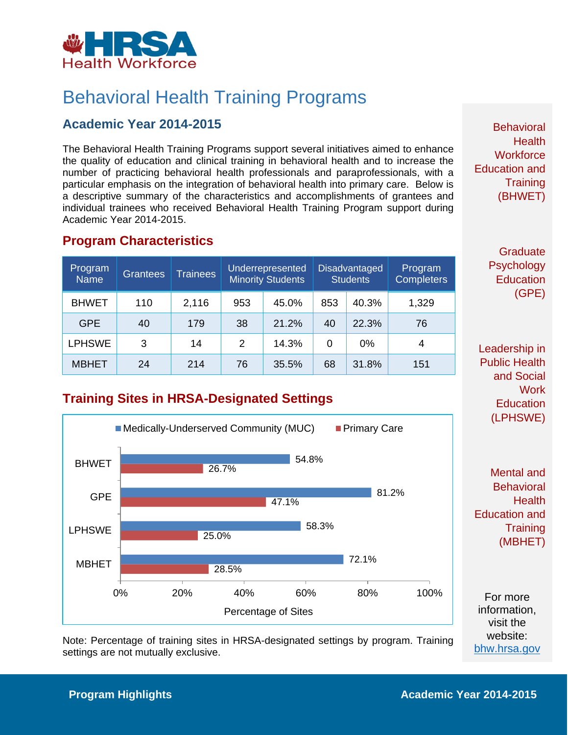HRSA Health Workforce

# Behavioral Health Training Programs

## Academic Year 2014-2015

The Behavioral Health Training Programs support several initiatives aimed to enhance the quality of education and clinical training in behavioral health and to increase the number of practicing behavioral health professionals and paraprofessionals, with a particular emphasis on the integration of behavioral health into primary care. Below is a descriptive summary of the characteristics and accomplishments of grantees and individual trainees who received Behavioral Health Training Program support during Academic Year 2014-2015.

## Program Characteristics

| Program Name | Grantees | Trainees | Underrepresented Minority Students | | Disadvantaged Students | | Program Completers |
|---|---|---|---|---|---|---|---|
| BHWET | 110 | 2,116 | 953 | 45.0% | 853 | 40.3% | 1,329 |
| GPE | 40 | 179 | 38 | 21.2% | 40 | 22.3% | 76 |
| LPHSWE | 3 | 14 | 2 | 14.3% | 0 | 0% | 4 |
| MBHET | 24 | 214 | 76 | 35.5% | 68 | 31.8% | 151 |

## Training Sites in HRSA-Designated Settings

| Program | Medically-Underserved Community (MUC) | Primary Care |
|---|---|---|
| BHWET | 54.8% | 26.7% |
| GPE | 81.2% | 47.1% |
| LPHSWE | 58.3% | 25.0% |
| MBHET | 72.1% | 28.5% |

Percentage of Sites

Note: Percentage of training sites in HRSA-designated settings by program. Training settings are not mutually exclusive.

Behavioral Health Workforce Education and Training (BHWET)

Graduate Psychology Education (GPE)

Leadership in Public Health and Social Work Education (LPHSWE)

Mental and Behavioral Health Education and Training (MBHET)

For more information, visit the website: bhw.hrsa.gov

**Program Highlights** **Academic Year 2014-2015**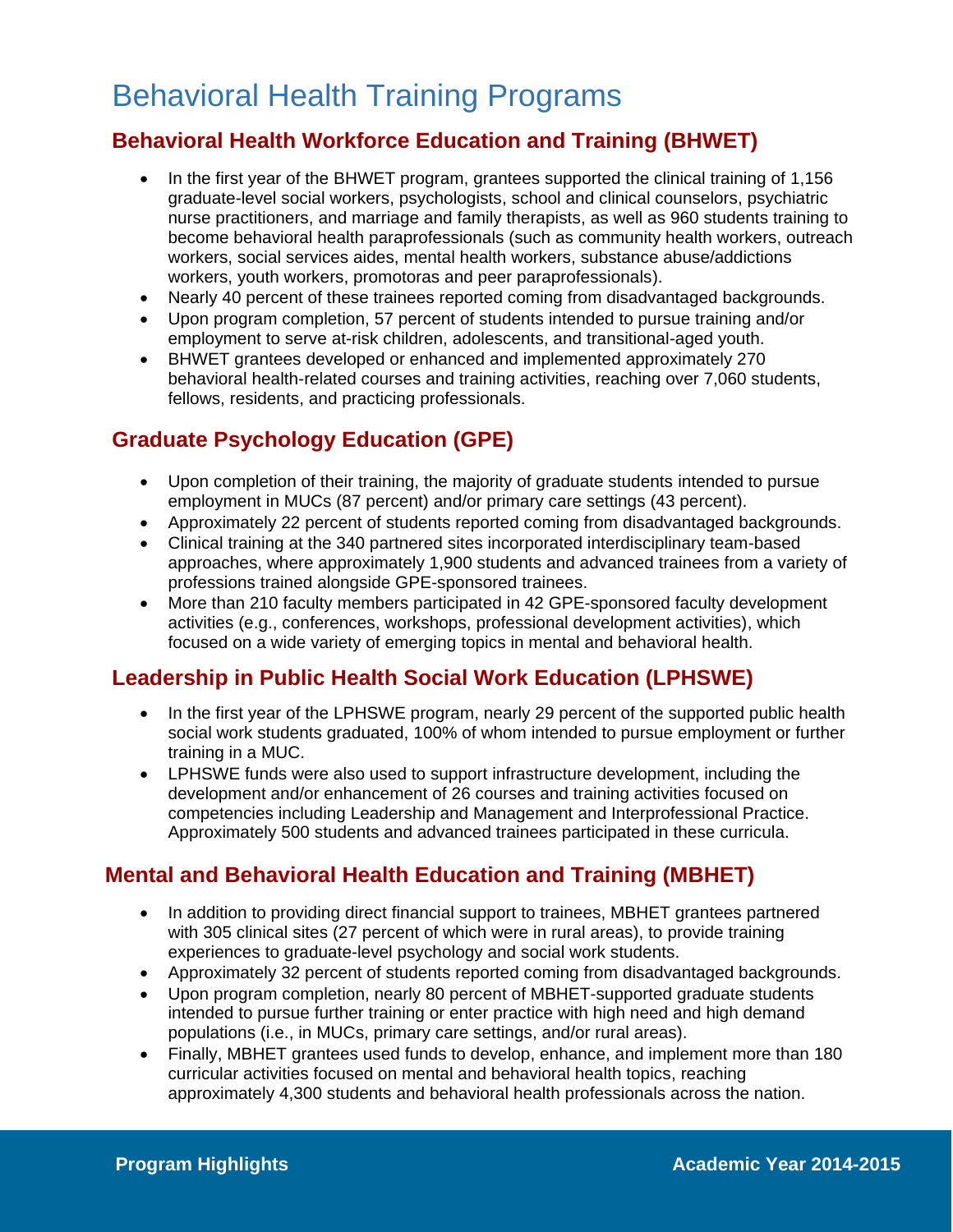# Behavioral Health Training Programs

## Behavioral Health Workforce Education and Training (BHWET)

- In the first year of the BHWET program, grantees supported the clinical training of 1,156 graduate-level social workers, psychologists, school and clinical counselors, psychiatric nurse practitioners, and marriage and family therapists, as well as 960 students training to become behavioral health paraprofessionals (such as community health workers, outreach workers, social services aides, mental health workers, substance abuse/addictions workers, youth workers, promotoras and peer paraprofessionals).
- Nearly 40 percent of these trainees reported coming from disadvantaged backgrounds.
- Upon program completion, 57 percent of students intended to pursue training and/or employment to serve at-risk children, adolescents, and transitional-aged youth.
- BHWET grantees developed or enhanced and implemented approximately 270 behavioral health-related courses and training activities, reaching over 7,060 students, fellows, residents, and practicing professionals.

## Graduate Psychology Education (GPE)

- Upon completion of their training, the majority of graduate students intended to pursue employment in MUCs (87 percent) and/or primary care settings (43 percent).
- Approximately 22 percent of students reported coming from disadvantaged backgrounds.
- Clinical training at the 340 partnered sites incorporated interdisciplinary team-based approaches, where approximately 1,900 students and advanced trainees from a variety of professions trained alongside GPE-sponsored trainees.
- More than 210 faculty members participated in 42 GPE-sponsored faculty development activities (e.g., conferences, workshops, professional development activities), which focused on a wide variety of emerging topics in mental and behavioral health.

## Leadership in Public Health Social Work Education (LPHSWE)

- In the first year of the LPHSWE program, nearly 29 percent of the supported public health social work students graduated, 100% of whom intended to pursue employment or further training in a MUC.
- LPHSWE funds were also used to support infrastructure development, including the development and/or enhancement of 26 courses and training activities focused on competencies including Leadership and Management and Interprofessional Practice. Approximately 500 students and advanced trainees participated in these curricula.

## Mental and Behavioral Health Education and Training (MBHET)

- In addition to providing direct financial support to trainees, MBHET grantees partnered with 305 clinical sites (27 percent of which were in rural areas), to provide training experiences to graduate-level psychology and social work students.
- Approximately 32 percent of students reported coming from disadvantaged backgrounds.
- Upon program completion, nearly 80 percent of MBHET-supported graduate students intended to pursue further training or enter practice with high need and high demand populations (i.e., in MUCs, primary care settings, and/or rural areas).
- Finally, MBHET grantees used funds to develop, enhance, and implement more than 180 curricular activities focused on mental and behavioral health topics, reaching approximately 4,300 students and behavioral health professionals across the nation.